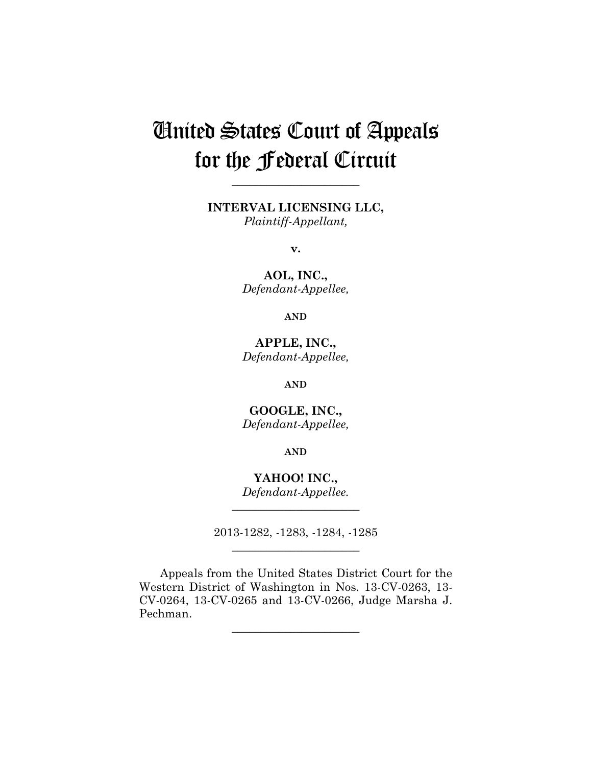# United States Court of Appeals for the Federal Circuit

______________________

**INTERVAL LICENSING LLC,**
*Plaintiff-Appellant,*

**v.**

**AOL, INC.,**
*Defendant-Appellee,*

**AND**

**APPLE, INC.,**
*Defendant-Appellee,*

**AND**

**GOOGLE, INC.,**
*Defendant-Appellee,*

**AND**

**YAHOO! INC.,**
*Defendant-Appellee.*

______________________

2013-1282, -1283, -1284, -1285

______________________

Appeals from the United States District Court for the Western District of Washington in Nos. 13-CV-0263, 13-CV-0264, 13-CV-0265 and 13-CV-0266, Judge Marsha J. Pechman.

______________________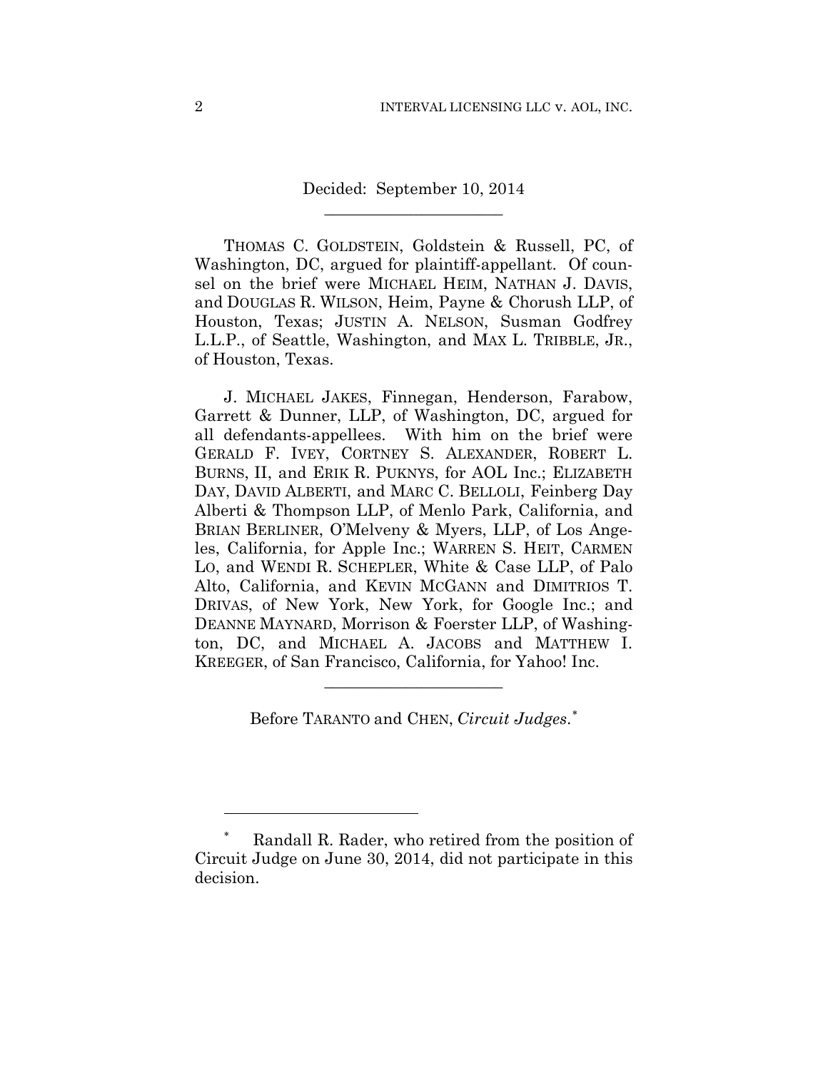Decided: September 10, 2014

______________________

THOMAS C. GOLDSTEIN, Goldstein & Russell, PC, of Washington, DC, argued for plaintiff-appellant. Of counsel on the brief were MICHAEL HEIM, NATHAN J. DAVIS, and DOUGLAS R. WILSON, Heim, Payne & Chorush LLP, of Houston, Texas; JUSTIN A. NELSON, Susman Godfrey L.L.P., of Seattle, Washington, and MAX L. TRIBBLE, JR., of Houston, Texas.

J. MICHAEL JAKES, Finnegan, Henderson, Farabow, Garrett & Dunner, LLP, of Washington, DC, argued for all defendants-appellees. With him on the brief were GERALD F. IVEY, CORTNEY S. ALEXANDER, ROBERT L. BURNS, II, and ERIK R. PUKNYS, for AOL Inc.; ELIZABETH DAY, DAVID ALBERTI, and MARC C. BELLOLI, Feinberg Day Alberti & Thompson LLP, of Menlo Park, California, and BRIAN BERLINER, O'Melveny & Myers, LLP, of Los Angeles, California, for Apple Inc.; WARREN S. HEIT, CARMEN LO, and WENDI R. SCHEPLER, White & Case LLP, of Palo Alto, California, and KEVIN MCGANN and DIMITRIOS T. DRIVAS, of New York, New York, for Google Inc.; and DEANNE MAYNARD, Morrison & Foerster LLP, of Washington, DC, and MICHAEL A. JACOBS and MATTHEW I. KREEGER, of San Francisco, California, for Yahoo! Inc.

______________________

Before TARANTO and CHEN, *Circuit Judges*.*

---

* Randall R. Rader, who retired from the position of Circuit Judge on June 30, 2014, did not participate in this decision.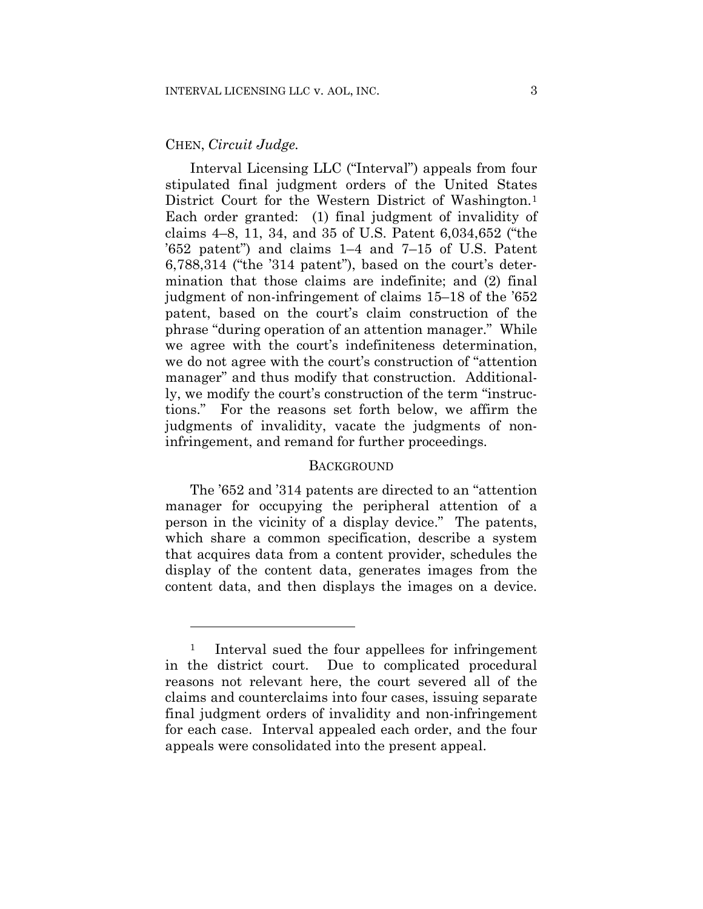CHEN, *Circuit Judge.*

Interval Licensing LLC ("Interval") appeals from four stipulated final judgment orders of the United States District Court for the Western District of Washington.[1] Each order granted: (1) final judgment of invalidity of claims 4–8, 11, 34, and 35 of U.S. Patent 6,034,652 ("the '652 patent") and claims 1–4 and 7–15 of U.S. Patent 6,788,314 ("the '314 patent"), based on the court's determination that those claims are indefinite; and (2) final judgment of non-infringement of claims 15–18 of the '652 patent, based on the court's claim construction of the phrase "during operation of an attention manager." While we agree with the court's indefiniteness determination, we do not agree with the court's construction of "attention manager" and thus modify that construction. Additionally, we modify the court's construction of the term "instructions." For the reasons set forth below, we affirm the judgments of invalidity, vacate the judgments of non-infringement, and remand for further proceedings.

## BACKGROUND

The '652 and '314 patents are directed to an "attention manager for occupying the peripheral attention of a person in the vicinity of a display device." The patents, which share a common specification, describe a system that acquires data from a content provider, schedules the display of the content data, generates images from the content data, and then displays the images on a device.

---

[1] Interval sued the four appellees for infringement in the district court. Due to complicated procedural reasons not relevant here, the court severed all of the claims and counterclaims into four cases, issuing separate final judgment orders of invalidity and non-infringement for each case. Interval appealed each order, and the four appeals were consolidated into the present appeal.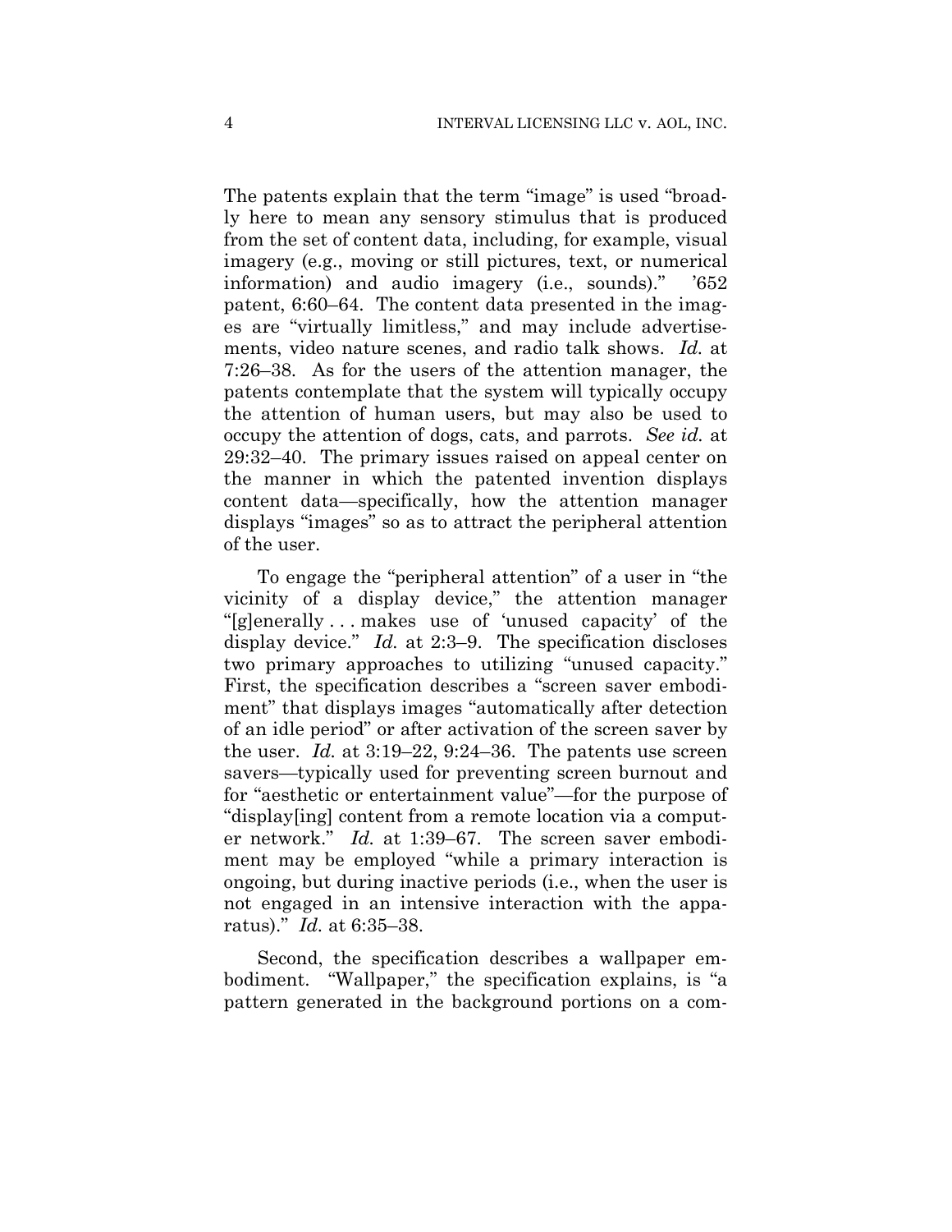The patents explain that the term "image" is used "broadly here to mean any sensory stimulus that is produced from the set of content data, including, for example, visual imagery (e.g., moving or still pictures, text, or numerical information) and audio imagery (i.e., sounds)." '652 patent, 6:60–64. The content data presented in the images are "virtually limitless," and may include advertisements, video nature scenes, and radio talk shows. *Id.* at 7:26–38. As for the users of the attention manager, the patents contemplate that the system will typically occupy the attention of human users, but may also be used to occupy the attention of dogs, cats, and parrots. *See id.* at 29:32–40. The primary issues raised on appeal center on the manner in which the patented invention displays content data—specifically, how the attention manager displays "images" so as to attract the peripheral attention of the user.

To engage the "peripheral attention" of a user in "the vicinity of a display device," the attention manager "[g]enerally . . . makes use of 'unused capacity' of the display device." *Id.* at 2:3–9. The specification discloses two primary approaches to utilizing "unused capacity." First, the specification describes a "screen saver embodiment" that displays images "automatically after detection of an idle period" or after activation of the screen saver by the user. *Id.* at 3:19–22, 9:24–36. The patents use screen savers—typically used for preventing screen burnout and for "aesthetic or entertainment value"—for the purpose of "display[ing] content from a remote location via a computer network." *Id.* at 1:39–67. The screen saver embodiment may be employed "while a primary interaction is ongoing, but during inactive periods (i.e., when the user is not engaged in an intensive interaction with the apparatus)." *Id.* at 6:35–38.

Second, the specification describes a wallpaper embodiment. "Wallpaper," the specification explains, is "a pattern generated in the background portions on a com-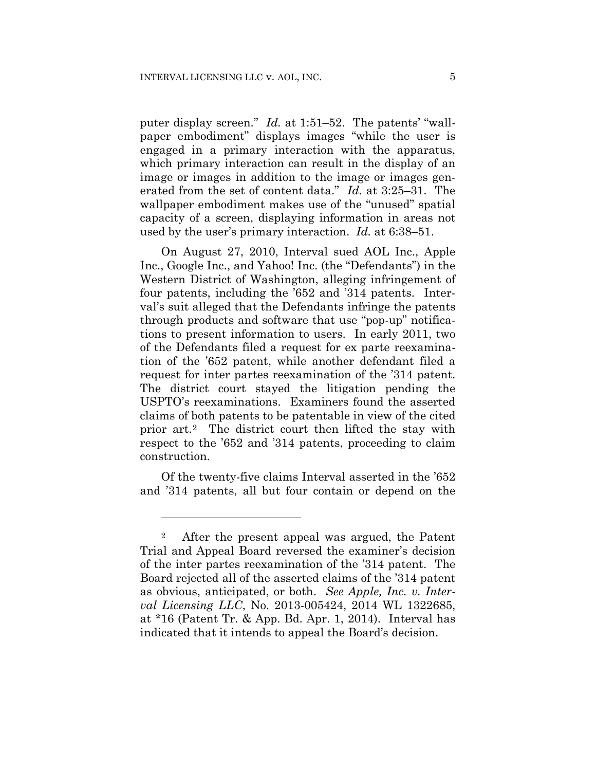puter display screen." *Id.* at 1:51–52. The patents' "wallpaper embodiment" displays images "while the user is engaged in a primary interaction with the apparatus, which primary interaction can result in the display of an image or images in addition to the image or images generated from the set of content data." *Id.* at 3:25–31. The wallpaper embodiment makes use of the "unused" spatial capacity of a screen, displaying information in areas not used by the user's primary interaction. *Id.* at 6:38–51.

On August 27, 2010, Interval sued AOL Inc., Apple Inc., Google Inc., and Yahoo! Inc. (the "Defendants") in the Western District of Washington, alleging infringement of four patents, including the '652 and '314 patents. Interval's suit alleged that the Defendants infringe the patents through products and software that use "pop-up" notifications to present information to users. In early 2011, two of the Defendants filed a request for ex parte reexamination of the '652 patent, while another defendant filed a request for inter partes reexamination of the '314 patent. The district court stayed the litigation pending the USPTO's reexaminations. Examiners found the asserted claims of both patents to be patentable in view of the cited prior art.[2] The district court then lifted the stay with respect to the '652 and '314 patents, proceeding to claim construction.

Of the twenty-five claims Interval asserted in the '652 and '314 patents, all but four contain or depend on the

---

[2] After the present appeal was argued, the Patent Trial and Appeal Board reversed the examiner's decision of the inter partes reexamination of the '314 patent. The Board rejected all of the asserted claims of the '314 patent as obvious, anticipated, or both. *See Apple, Inc. v. Interval Licensing LLC*, No. 2013-005424, 2014 WL 1322685, at *16 (Patent Tr. & App. Bd. Apr. 1, 2014). Interval has indicated that it intends to appeal the Board's decision.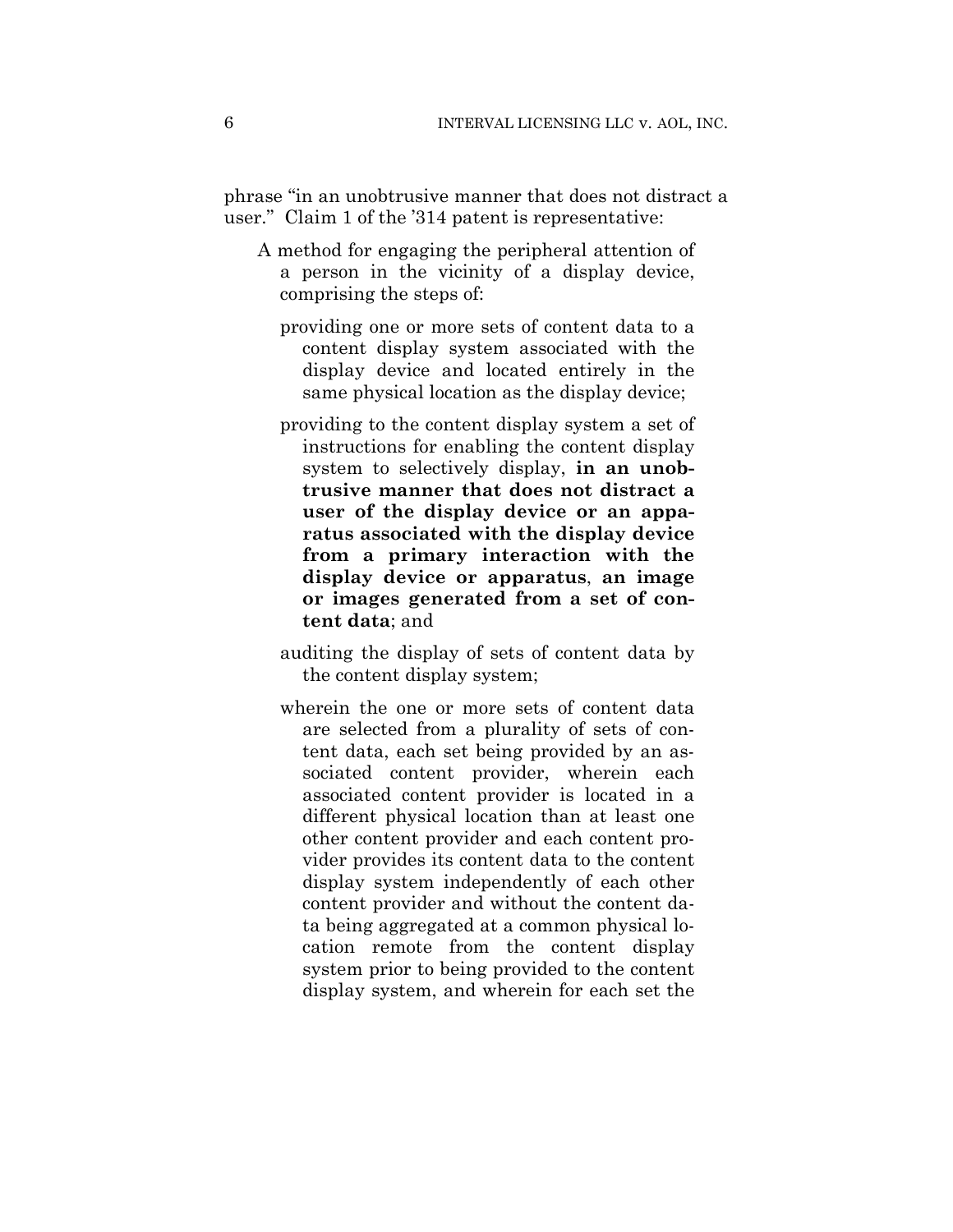phrase "in an unobtrusive manner that does not distract a user." Claim 1 of the '314 patent is representative:

> A method for engaging the peripheral attention of a person in the vicinity of a display device, comprising the steps of:
>
> providing one or more sets of content data to a content display system associated with the display device and located entirely in the same physical location as the display device;
>
> providing to the content display system a set of instructions for enabling the content display system to selectively display, **in an unobtrusive manner that does not distract a user of the display device or an apparatus associated with the display device from a primary interaction with the display device or apparatus**, **an image or images generated from a set of content data**; and
>
> auditing the display of sets of content data by the content display system;
>
> wherein the one or more sets of content data are selected from a plurality of sets of content data, each set being provided by an associated content provider, wherein each associated content provider is located in a different physical location than at least one other content provider and each content provider provides its content data to the content display system independently of each other content provider and without the content data being aggregated at a common physical location remote from the content display system prior to being provided to the content display system, and wherein for each set the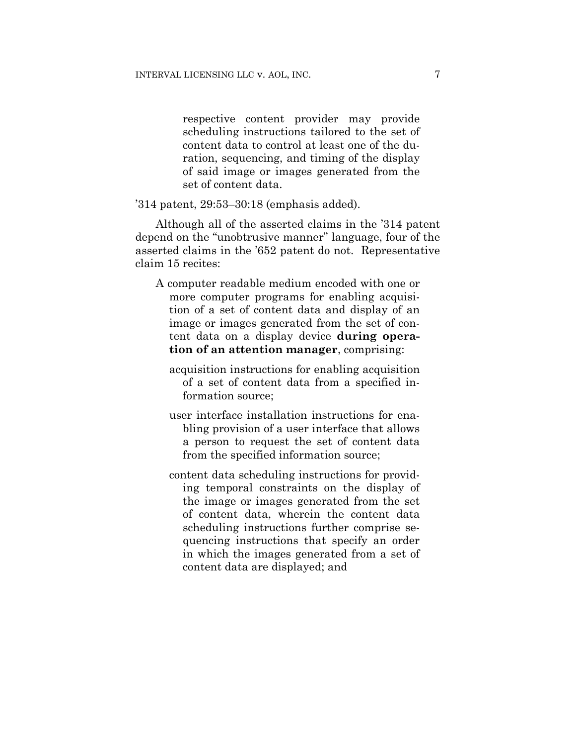> respective content provider may provide scheduling instructions tailored to the set of content data to control at least one of the duration, sequencing, and timing of the display of said image or images generated from the set of content data.

’314 patent, 29:53–30:18 (emphasis added).

Although all of the asserted claims in the ’314 patent depend on the “unobtrusive manner” language, four of the asserted claims in the ’652 patent do not. Representative claim 15 recites:

> A computer readable medium encoded with one or more computer programs for enabling acquisition of a set of content data and display of an image or images generated from the set of content data on a display device **during operation of an attention manager**, comprising:
>
> acquisition instructions for enabling acquisition of a set of content data from a specified information source;
>
> user interface installation instructions for enabling provision of a user interface that allows a person to request the set of content data from the specified information source;
>
> content data scheduling instructions for providing temporal constraints on the display of the image or images generated from the set of content data, wherein the content data scheduling instructions further comprise sequencing instructions that specify an order in which the images generated from a set of content data are displayed; and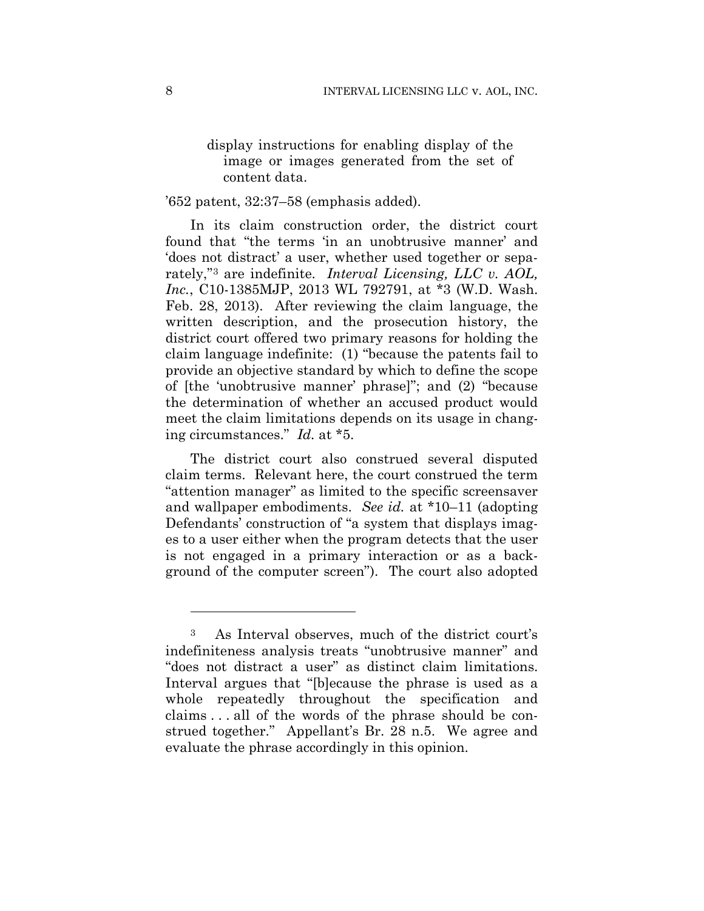display instructions for enabling display of the image or images generated from the set of content data.

'652 patent, 32:37–58 (emphasis added).

In its claim construction order, the district court found that "the terms 'in an unobtrusive manner' and 'does not distract' a user, whether used together or separately,"[3] are indefinite. *Interval Licensing, LLC v. AOL, Inc.*, C10-1385MJP, 2013 WL 792791, at *3 (W.D. Wash. Feb. 28, 2013). After reviewing the claim language, the written description, and the prosecution history, the district court offered two primary reasons for holding the claim language indefinite: (1) "because the patents fail to provide an objective standard by which to define the scope of [the 'unobtrusive manner' phrase]"; and (2) "because the determination of whether an accused product would meet the claim limitations depends on its usage in changing circumstances." *Id.* at *5.

The district court also construed several disputed claim terms. Relevant here, the court construed the term "attention manager" as limited to the specific screensaver and wallpaper embodiments. *See id.* at *10–11 (adopting Defendants' construction of "a system that displays images to a user either when the program detects that the user is not engaged in a primary interaction or as a background of the computer screen"). The court also adopted

---

[3] As Interval observes, much of the district court's indefiniteness analysis treats "unobtrusive manner" and "does not distract a user" as distinct claim limitations. Interval argues that "[b]ecause the phrase is used as a whole repeatedly throughout the specification and claims . . . all of the words of the phrase should be construed together." Appellant's Br. 28 n.5. We agree and evaluate the phrase accordingly in this opinion.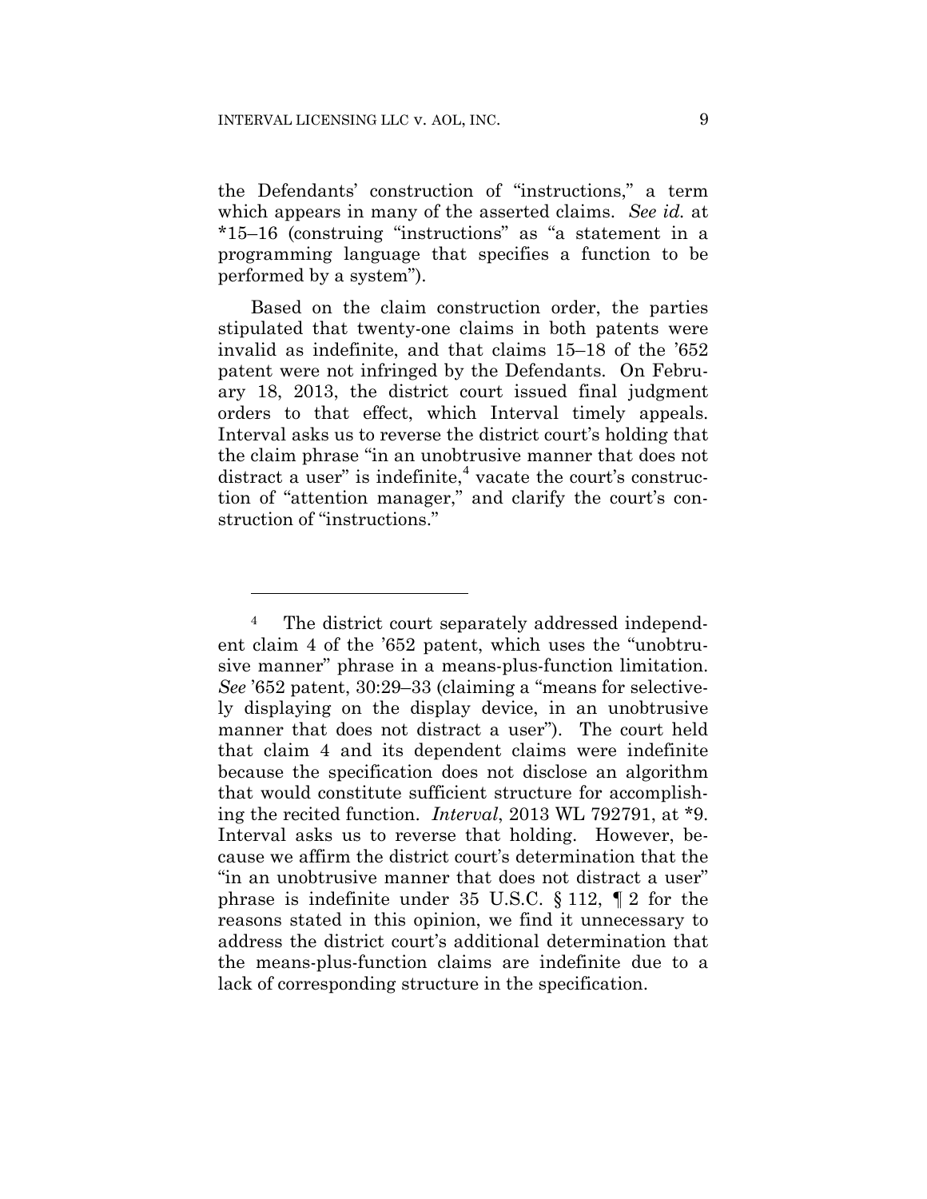the Defendants' construction of "instructions," a term which appears in many of the asserted claims. *See id.* at *15–16 (construing "instructions" as "a statement in a programming language that specifies a function to be performed by a system").

Based on the claim construction order, the parties stipulated that twenty-one claims in both patents were invalid as indefinite, and that claims 15–18 of the '652 patent were not infringed by the Defendants. On February 18, 2013, the district court issued final judgment orders to that effect, which Interval timely appeals. Interval asks us to reverse the district court's holding that the claim phrase "in an unobtrusive manner that does not distract a user" is indefinite,[4] vacate the court's construction of "attention manager," and clarify the court's construction of "instructions."

---

[4] The district court separately addressed independent claim 4 of the '652 patent, which uses the "unobtrusive manner" phrase in a means-plus-function limitation. *See* '652 patent, 30:29–33 (claiming a "means for selectively displaying on the display device, in an unobtrusive manner that does not distract a user"). The court held that claim 4 and its dependent claims were indefinite because the specification does not disclose an algorithm that would constitute sufficient structure for accomplishing the recited function. *Interval*, 2013 WL 792791, at *9. Interval asks us to reverse that holding. However, because we affirm the district court's determination that the "in an unobtrusive manner that does not distract a user" phrase is indefinite under 35 U.S.C. § 112, ¶ 2 for the reasons stated in this opinion, we find it unnecessary to address the district court's additional determination that the means-plus-function claims are indefinite due to a lack of corresponding structure in the specification.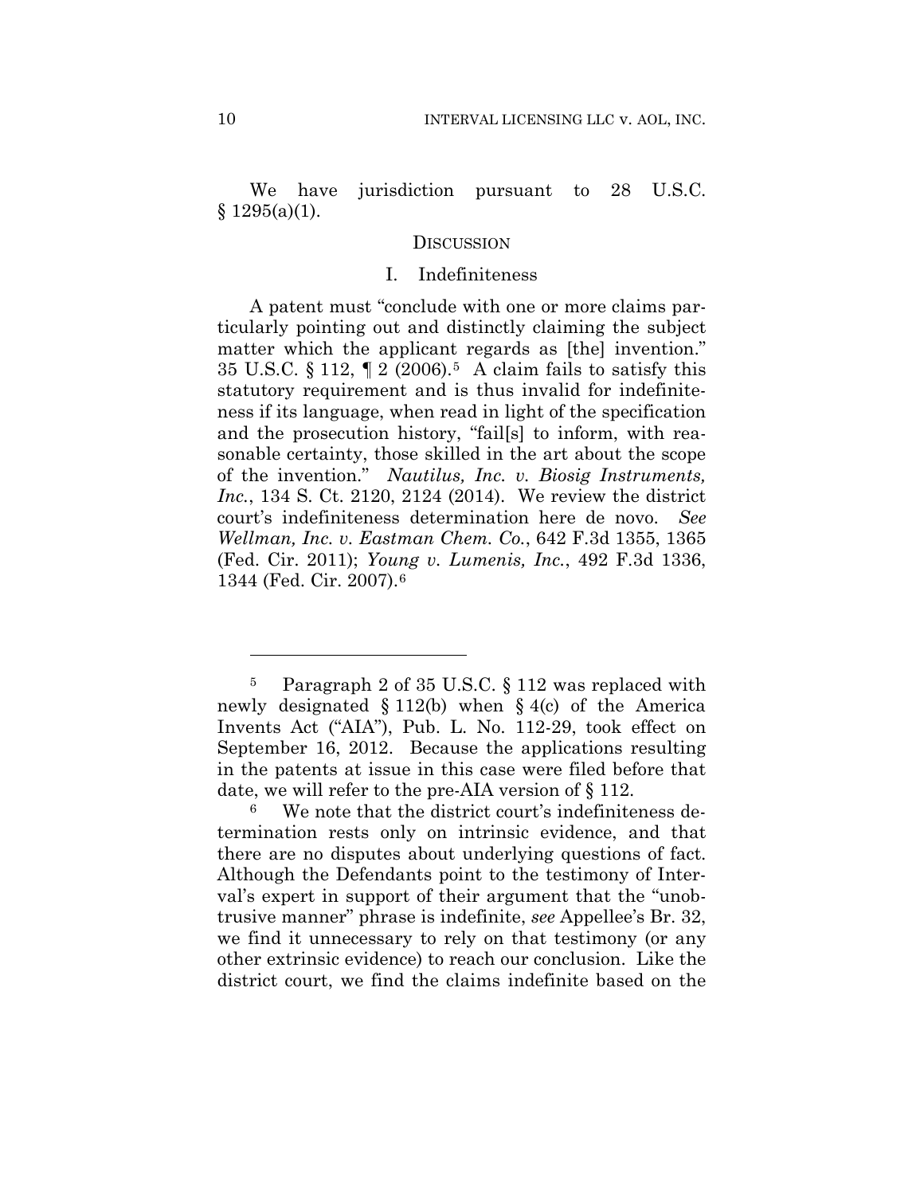We have jurisdiction pursuant to 28 U.S.C. § 1295(a)(1).

## DISCUSSION

### I. Indefiniteness

A patent must "conclude with one or more claims particularly pointing out and distinctly claiming the subject matter which the applicant regards as [the] invention." 35 U.S.C. § 112, ¶ 2 (2006).[5] A claim fails to satisfy this statutory requirement and is thus invalid for indefiniteness if its language, when read in light of the specification and the prosecution history, "fail[s] to inform, with reasonable certainty, those skilled in the art about the scope of the invention." *Nautilus, Inc. v. Biosig Instruments, Inc.*, 134 S. Ct. 2120, 2124 (2014). We review the district court's indefiniteness determination here de novo. *See Wellman, Inc. v. Eastman Chem. Co.*, 642 F.3d 1355, 1365 (Fed. Cir. 2011); *Young v. Lumenis, Inc.*, 492 F.3d 1336, 1344 (Fed. Cir. 2007).[6]

---

[5] Paragraph 2 of 35 U.S.C. § 112 was replaced with newly designated § 112(b) when § 4(c) of the America Invents Act ("AIA"), Pub. L. No. 112-29, took effect on September 16, 2012. Because the applications resulting in the patents at issue in this case were filed before that date, we will refer to the pre-AIA version of § 112.

[6] We note that the district court's indefiniteness determination rests only on intrinsic evidence, and that there are no disputes about underlying questions of fact. Although the Defendants point to the testimony of Interval's expert in support of their argument that the "unobtrusive manner" phrase is indefinite, *see* Appellee's Br. 32, we find it unnecessary to rely on that testimony (or any other extrinsic evidence) to reach our conclusion. Like the district court, we find the claims indefinite based on the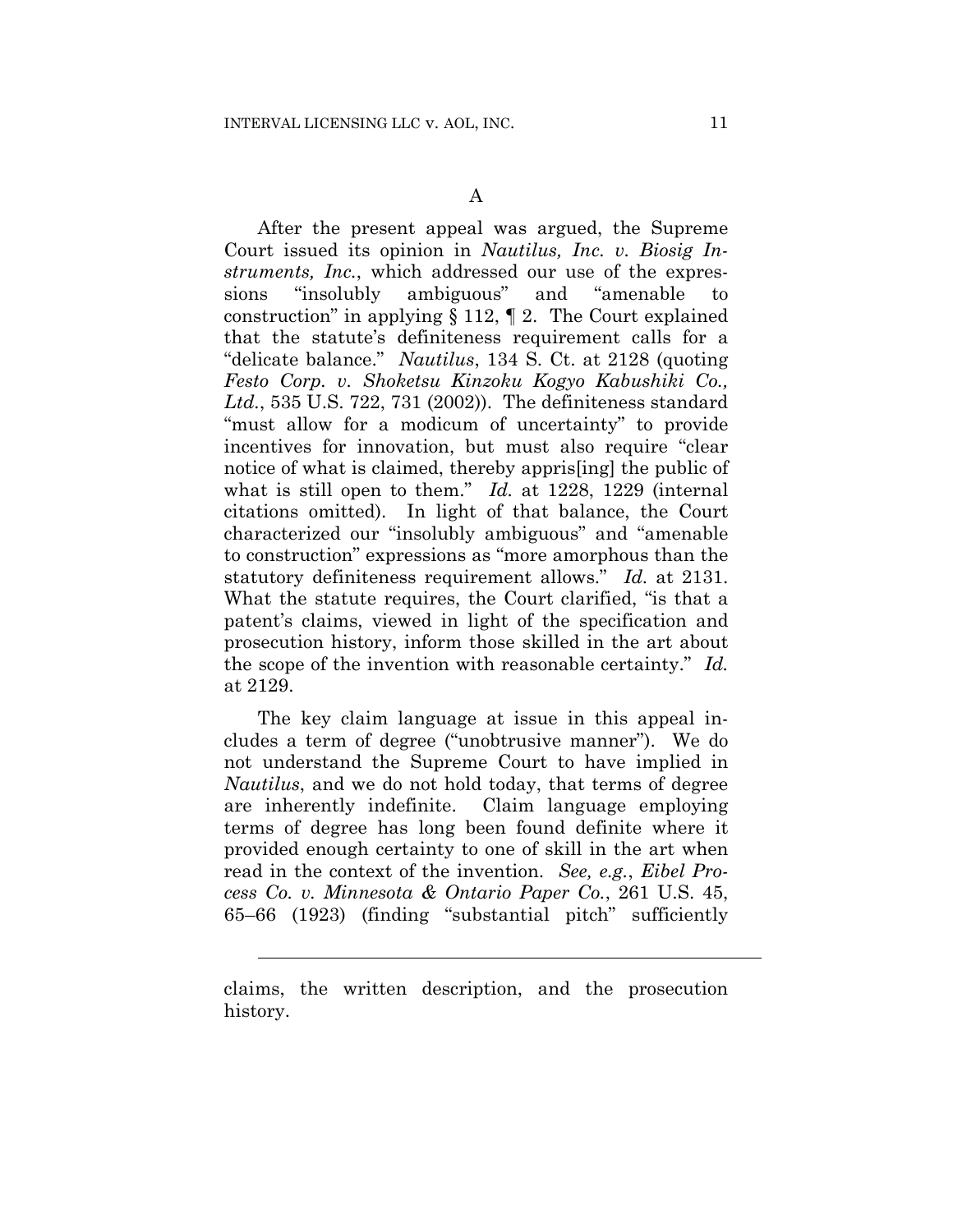A

After the present appeal was argued, the Supreme Court issued its opinion in *Nautilus, Inc. v. Biosig Instruments, Inc.*, which addressed our use of the expressions "insolubly ambiguous" and "amenable to construction" in applying § 112, ¶ 2. The Court explained that the statute's definiteness requirement calls for a "delicate balance." *Nautilus*, 134 S. Ct. at 2128 (quoting *Festo Corp. v. Shoketsu Kinzoku Kogyo Kabushiki Co., Ltd.*, 535 U.S. 722, 731 (2002)). The definiteness standard "must allow for a modicum of uncertainty" to provide incentives for innovation, but must also require "clear notice of what is claimed, thereby appris[ing] the public of what is still open to them." *Id.* at 1228, 1229 (internal citations omitted). In light of that balance, the Court characterized our "insolubly ambiguous" and "amenable to construction" expressions as "more amorphous than the statutory definiteness requirement allows." *Id.* at 2131. What the statute requires, the Court clarified, "is that a patent's claims, viewed in light of the specification and prosecution history, inform those skilled in the art about the scope of the invention with reasonable certainty." *Id.* at 2129.

The key claim language at issue in this appeal includes a term of degree ("unobtrusive manner"). We do not understand the Supreme Court to have implied in *Nautilus*, and we do not hold today, that terms of degree are inherently indefinite. Claim language employing terms of degree has long been found definite where it provided enough certainty to one of skill in the art when read in the context of the invention. *See, e.g.*, *Eibel Process Co. v. Minnesota & Ontario Paper Co.*, 261 U.S. 45, 65–66 (1923) (finding "substantial pitch" sufficiently

---

claims, the written description, and the prosecution history.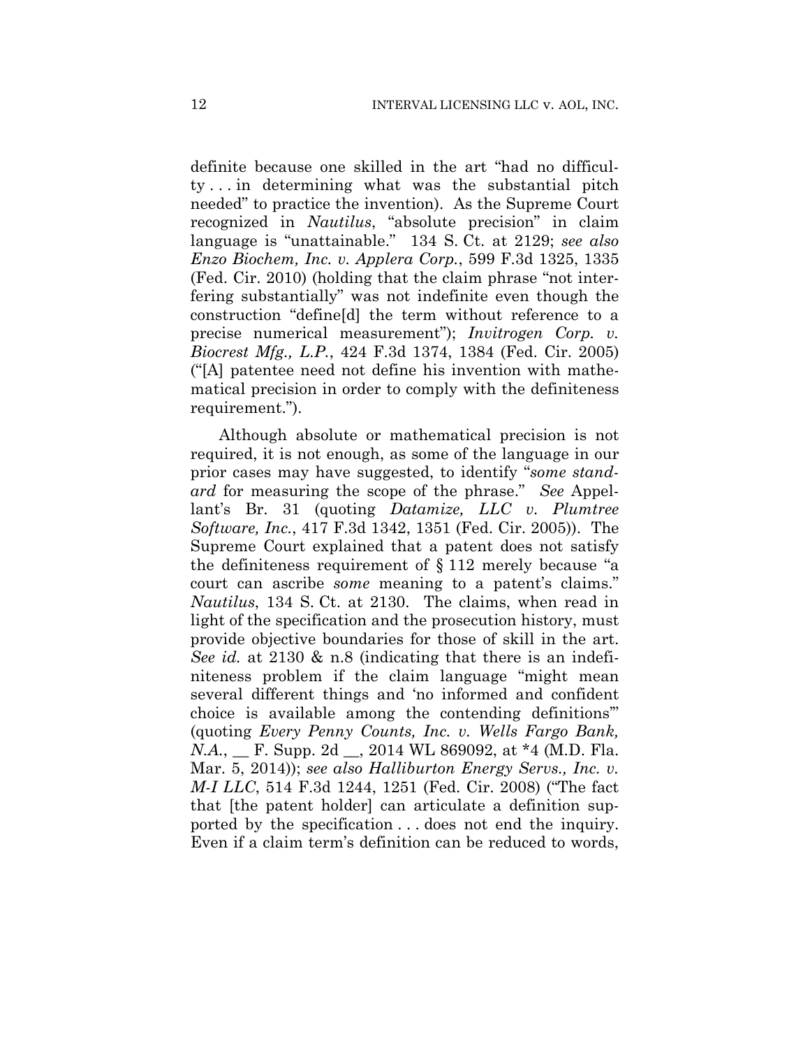definite because one skilled in the art "had no difficulty . . . in determining what was the substantial pitch needed" to practice the invention). As the Supreme Court recognized in *Nautilus*, "absolute precision" in claim language is "unattainable." 134 S. Ct. at 2129; *see also Enzo Biochem, Inc. v. Applera Corp.*, 599 F.3d 1325, 1335 (Fed. Cir. 2010) (holding that the claim phrase "not interfering substantially" was not indefinite even though the construction "define[d] the term without reference to a precise numerical measurement"); *Invitrogen Corp. v. Biocrest Mfg., L.P.*, 424 F.3d 1374, 1384 (Fed. Cir. 2005) ("[A] patentee need not define his invention with mathematical precision in order to comply with the definiteness requirement.").

Although absolute or mathematical precision is not required, it is not enough, as some of the language in our prior cases may have suggested, to identify "*some standard* for measuring the scope of the phrase." *See* Appellant's Br. 31 (quoting *Datamize, LLC v. Plumtree Software, Inc.*, 417 F.3d 1342, 1351 (Fed. Cir. 2005)). The Supreme Court explained that a patent does not satisfy the definiteness requirement of § 112 merely because "a court can ascribe *some* meaning to a patent's claims." *Nautilus*, 134 S. Ct. at 2130. The claims, when read in light of the specification and the prosecution history, must provide objective boundaries for those of skill in the art. *See id.* at 2130 & n.8 (indicating that there is an indefiniteness problem if the claim language "might mean several different things and 'no informed and confident choice is available among the contending definitions'" (quoting *Every Penny Counts, Inc. v. Wells Fargo Bank, N.A.*, __ F. Supp. 2d __, 2014 WL 869092, at *4 (M.D. Fla. Mar. 5, 2014)); *see also Halliburton Energy Servs., Inc. v. M-I LLC*, 514 F.3d 1244, 1251 (Fed. Cir. 2008) ("The fact that [the patent holder] can articulate a definition supported by the specification . . . does not end the inquiry. Even if a claim term's definition can be reduced to words,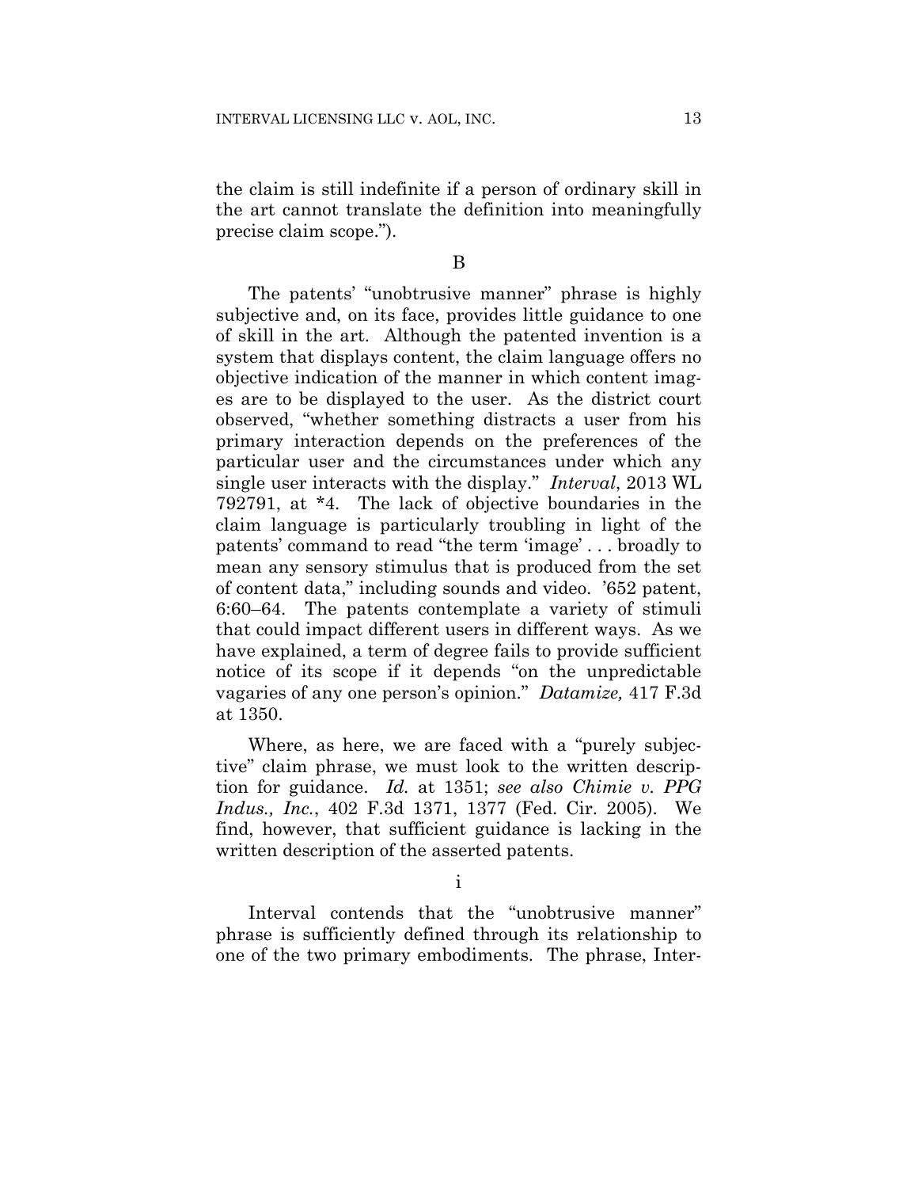the claim is still indefinite if a person of ordinary skill in the art cannot translate the definition into meaningfully precise claim scope.").

B

The patents' "unobtrusive manner" phrase is highly subjective and, on its face, provides little guidance to one of skill in the art. Although the patented invention is a system that displays content, the claim language offers no objective indication of the manner in which content images are to be displayed to the user. As the district court observed, "whether something distracts a user from his primary interaction depends on the preferences of the particular user and the circumstances under which any single user interacts with the display." *Interval*, 2013 WL 792791, at *4. The lack of objective boundaries in the claim language is particularly troubling in light of the patents' command to read "the term 'image' . . . broadly to mean any sensory stimulus that is produced from the set of content data," including sounds and video. '652 patent, 6:60–64. The patents contemplate a variety of stimuli that could impact different users in different ways. As we have explained, a term of degree fails to provide sufficient notice of its scope if it depends "on the unpredictable vagaries of any one person's opinion." *Datamize,* 417 F.3d at 1350.

Where, as here, we are faced with a "purely subjective" claim phrase, we must look to the written description for guidance. *Id.* at 1351; *see also Chimie v. PPG Indus., Inc.*, 402 F.3d 1371, 1377 (Fed. Cir. 2005). We find, however, that sufficient guidance is lacking in the written description of the asserted patents.

i

Interval contends that the "unobtrusive manner" phrase is sufficiently defined through its relationship to one of the two primary embodiments. The phrase, Inter-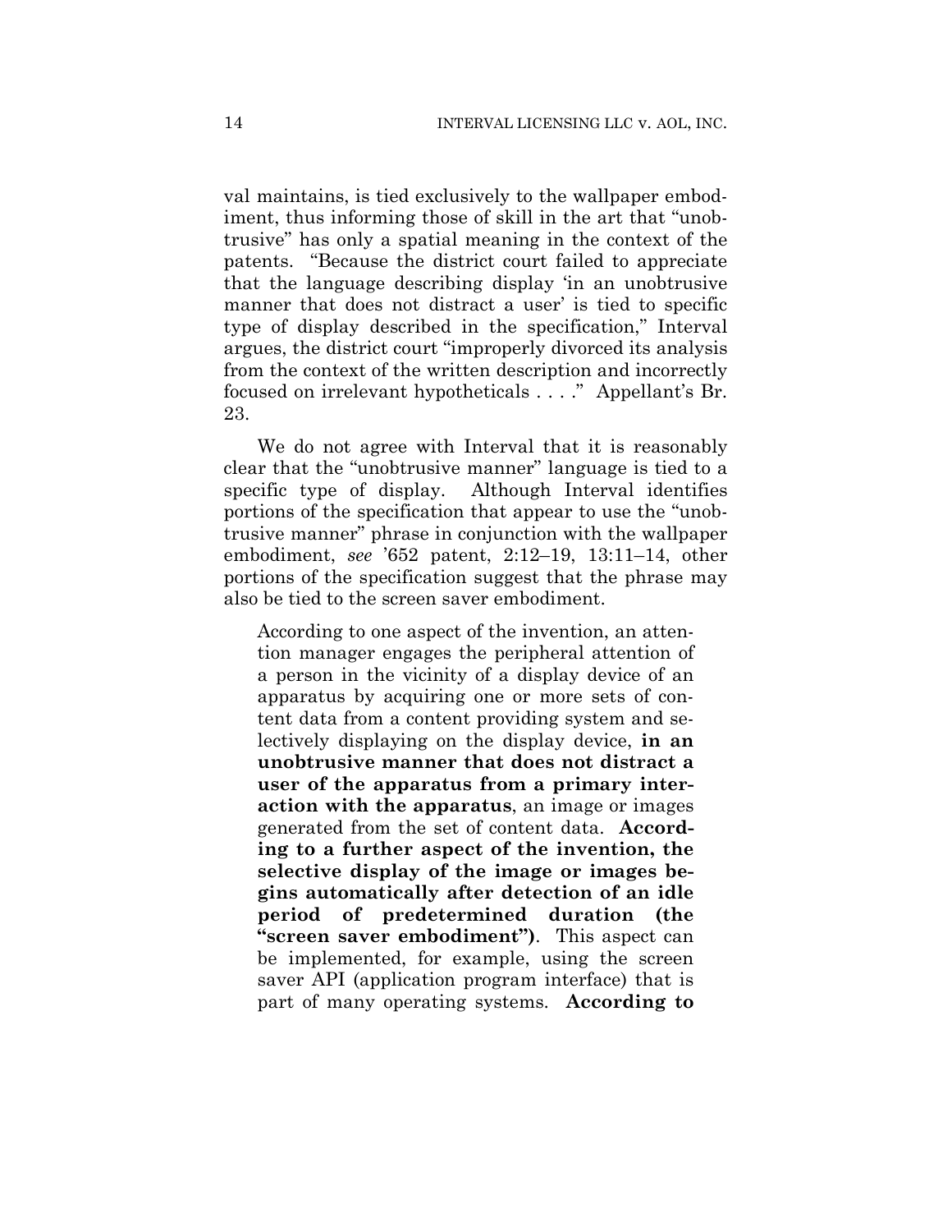val maintains, is tied exclusively to the wallpaper embodiment, thus informing those of skill in the art that "unobtrusive" has only a spatial meaning in the context of the patents. "Because the district court failed to appreciate that the language describing display 'in an unobtrusive manner that does not distract a user' is tied to specific type of display described in the specification," Interval argues, the district court "improperly divorced its analysis from the context of the written description and incorrectly focused on irrelevant hypotheticals . . . ." Appellant's Br. 23.

We do not agree with Interval that it is reasonably clear that the "unobtrusive manner" language is tied to a specific type of display. Although Interval identifies portions of the specification that appear to use the "unobtrusive manner" phrase in conjunction with the wallpaper embodiment, *see* '652 patent, 2:12–19, 13:11–14, other portions of the specification suggest that the phrase may also be tied to the screen saver embodiment.

> According to one aspect of the invention, an attention manager engages the peripheral attention of a person in the vicinity of a display device of an apparatus by acquiring one or more sets of content data from a content providing system and selectively displaying on the display device, **in an unobtrusive manner that does not distract a user of the apparatus from a primary interaction with the apparatus**, an image or images generated from the set of content data. **According to a further aspect of the invention, the selective display of the image or images begins automatically after detection of an idle period of predetermined duration (the "screen saver embodiment")**. This aspect can be implemented, for example, using the screen saver API (application program interface) that is part of many operating systems. **According to**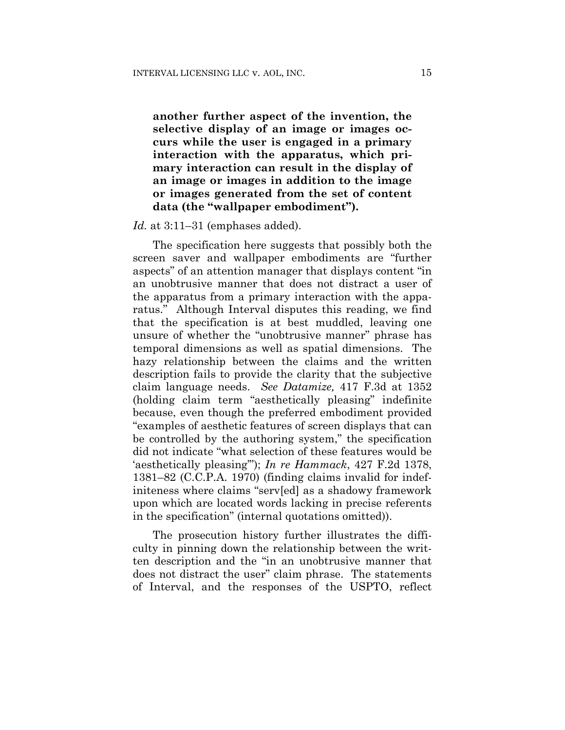> **another further aspect of the invention, the selective display of an image or images occurs while the user is engaged in a primary interaction with the apparatus, which primary interaction can result in the display of an image or images in addition to the image or images generated from the set of content data (the "wallpaper embodiment").**

*Id.* at 3:11–31 (emphases added).

The specification here suggests that possibly both the screen saver and wallpaper embodiments are "further aspects" of an attention manager that displays content "in an unobtrusive manner that does not distract a user of the apparatus from a primary interaction with the apparatus." Although Interval disputes this reading, we find that the specification is at best muddled, leaving one unsure of whether the "unobtrusive manner" phrase has temporal dimensions as well as spatial dimensions. The hazy relationship between the claims and the written description fails to provide the clarity that the subjective claim language needs. *See Datamize,* 417 F.3d at 1352 (holding claim term "aesthetically pleasing" indefinite because, even though the preferred embodiment provided "examples of aesthetic features of screen displays that can be controlled by the authoring system," the specification did not indicate "what selection of these features would be 'aesthetically pleasing'"); *In re Hammack*, 427 F.2d 1378, 1381–82 (C.C.P.A. 1970) (finding claims invalid for indefiniteness where claims "serv[ed] as a shadowy framework upon which are located words lacking in precise referents in the specification" (internal quotations omitted)).

The prosecution history further illustrates the difficulty in pinning down the relationship between the written description and the "in an unobtrusive manner that does not distract the user" claim phrase. The statements of Interval, and the responses of the USPTO, reflect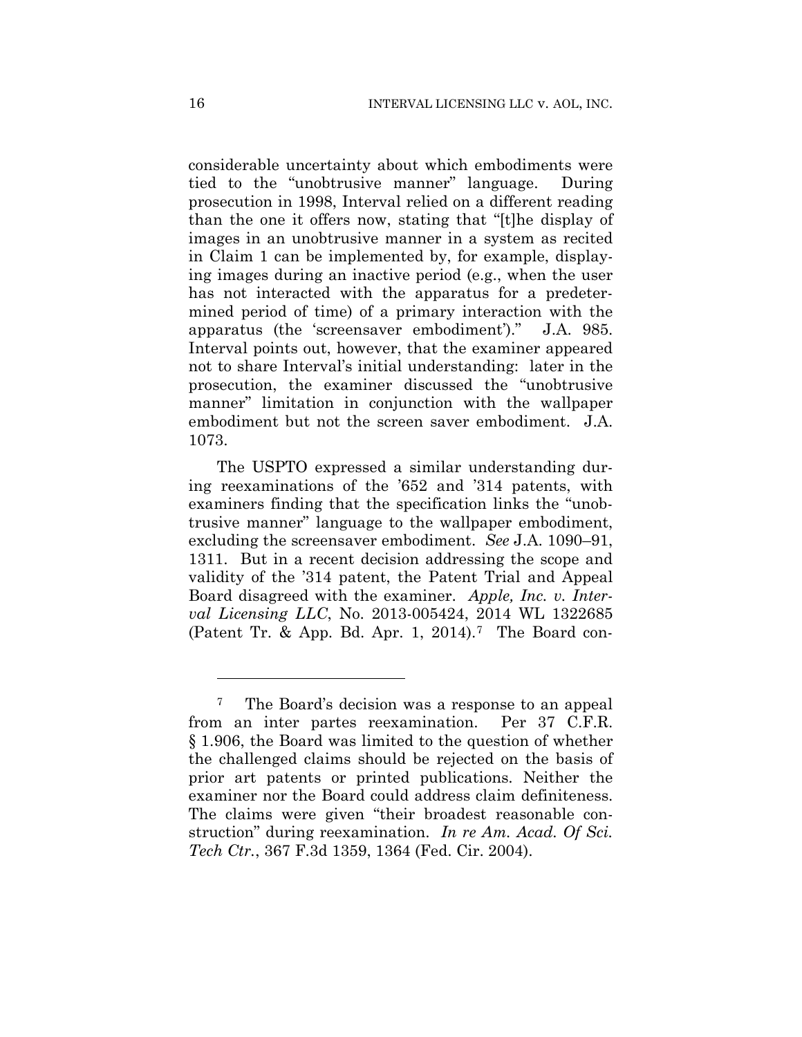considerable uncertainty about which embodiments were tied to the "unobtrusive manner" language. During prosecution in 1998, Interval relied on a different reading than the one it offers now, stating that "[t]he display of images in an unobtrusive manner in a system as recited in Claim 1 can be implemented by, for example, displaying images during an inactive period (e.g., when the user has not interacted with the apparatus for a predetermined period of time) of a primary interaction with the apparatus (the 'screensaver embodiment')." J.A. 985. Interval points out, however, that the examiner appeared not to share Interval's initial understanding: later in the prosecution, the examiner discussed the "unobtrusive manner" limitation in conjunction with the wallpaper embodiment but not the screen saver embodiment. J.A. 1073.

The USPTO expressed a similar understanding during reexaminations of the '652 and '314 patents, with examiners finding that the specification links the "unobtrusive manner" language to the wallpaper embodiment, excluding the screensaver embodiment. *See* J.A. 1090–91, 1311. But in a recent decision addressing the scope and validity of the '314 patent, the Patent Trial and Appeal Board disagreed with the examiner. *Apple, Inc. v. Interval Licensing LLC*, No. 2013-005424, 2014 WL 1322685 (Patent Tr. & App. Bd. Apr. 1, 2014).[7] The Board con-

---

[7] The Board's decision was a response to an appeal from an inter partes reexamination. Per 37 C.F.R. § 1.906, the Board was limited to the question of whether the challenged claims should be rejected on the basis of prior art patents or printed publications. Neither the examiner nor the Board could address claim definiteness. The claims were given "their broadest reasonable construction" during reexamination. *In re Am. Acad. Of Sci. Tech Ctr.*, 367 F.3d 1359, 1364 (Fed. Cir. 2004).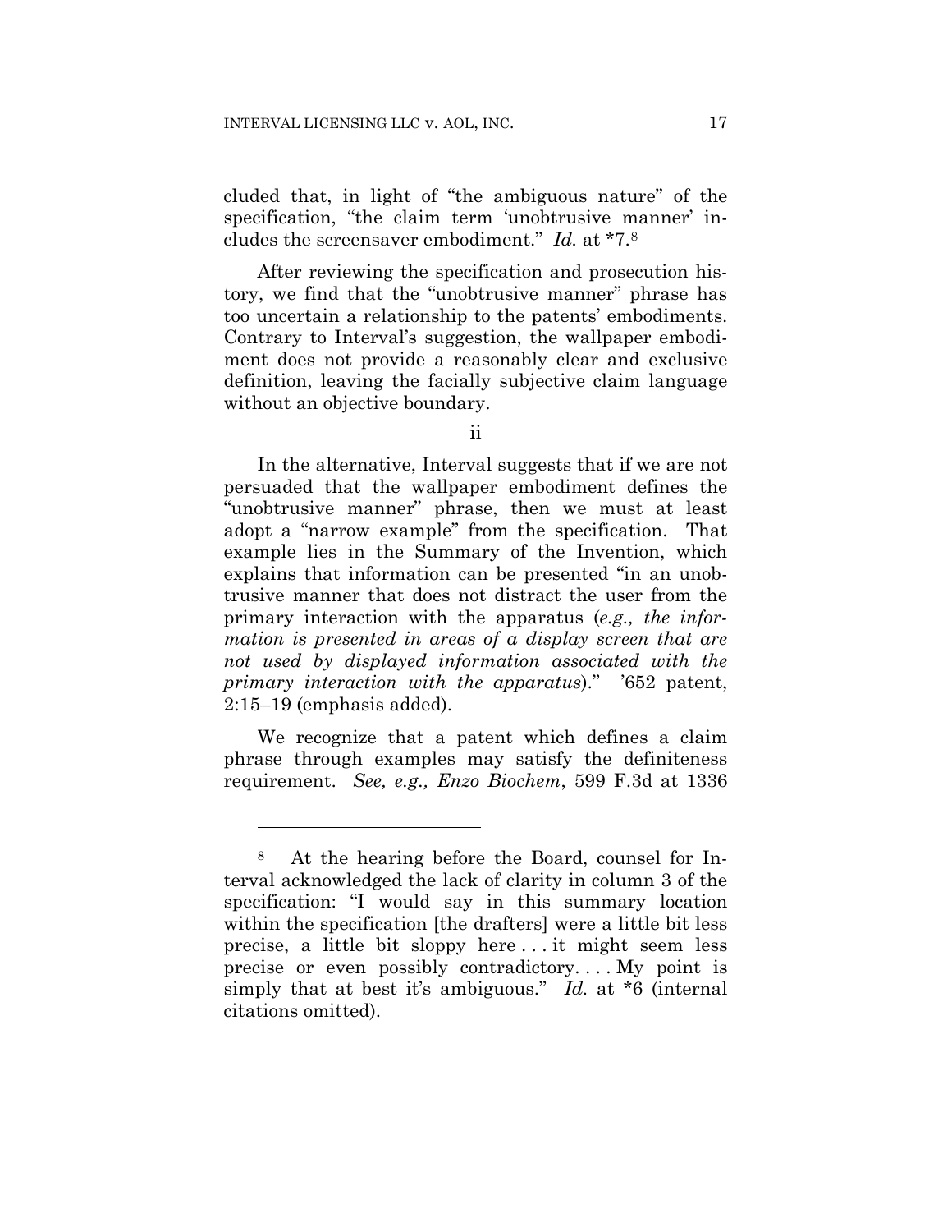cluded that, in light of "the ambiguous nature" of the specification, "the claim term 'unobtrusive manner' includes the screensaver embodiment." *Id.* at *7.[8]

After reviewing the specification and prosecution history, we find that the "unobtrusive manner" phrase has too uncertain a relationship to the patents' embodiments. Contrary to Interval's suggestion, the wallpaper embodiment does not provide a reasonably clear and exclusive definition, leaving the facially subjective claim language without an objective boundary.

ii

In the alternative, Interval suggests that if we are not persuaded that the wallpaper embodiment defines the "unobtrusive manner" phrase, then we must at least adopt a "narrow example" from the specification. That example lies in the Summary of the Invention, which explains that information can be presented "in an unobtrusive manner that does not distract the user from the primary interaction with the apparatus (*e.g., the information is presented in areas of a display screen that are not used by displayed information associated with the primary interaction with the apparatus*)." '652 patent, 2:15–19 (emphasis added).

We recognize that a patent which defines a claim phrase through examples may satisfy the definiteness requirement. *See, e.g., Enzo Biochem*, 599 F.3d at 1336

---

[8] At the hearing before the Board, counsel for Interval acknowledged the lack of clarity in column 3 of the specification: "I would say in this summary location within the specification [the drafters] were a little bit less precise, a little bit sloppy here . . . it might seem less precise or even possibly contradictory. . . . My point is simply that at best it's ambiguous." *Id.* at *6 (internal citations omitted).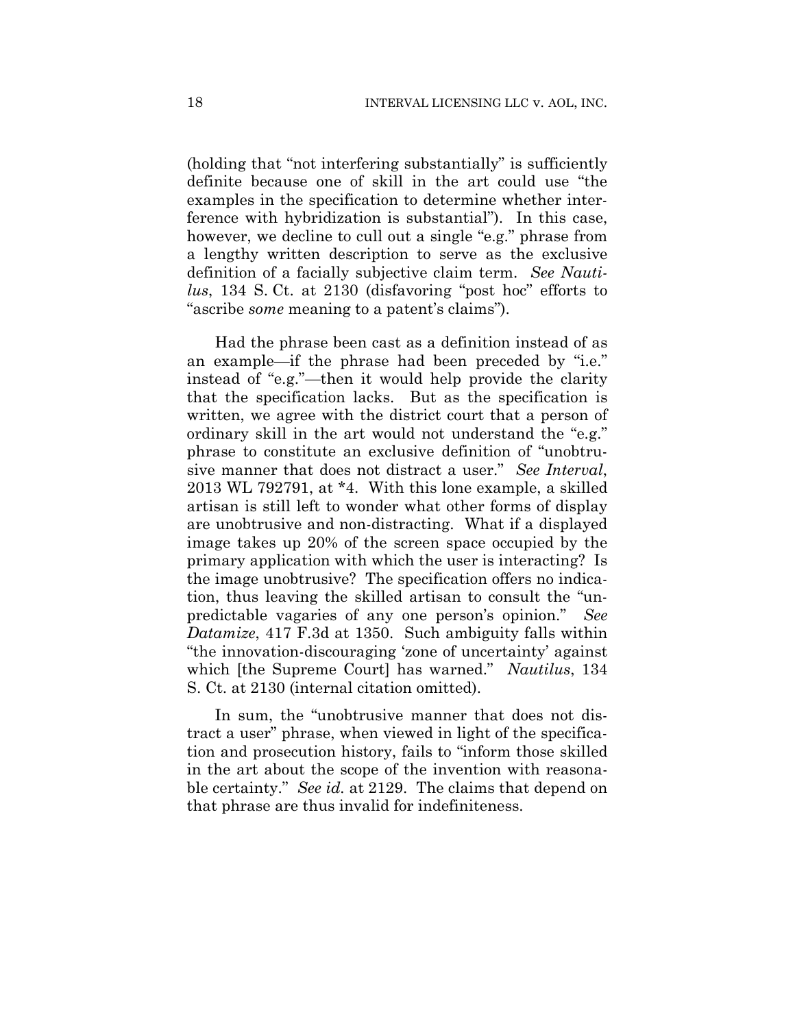(holding that "not interfering substantially" is sufficiently definite because one of skill in the art could use "the examples in the specification to determine whether interference with hybridization is substantial"). In this case, however, we decline to cull out a single "e.g." phrase from a lengthy written description to serve as the exclusive definition of a facially subjective claim term. *See Nautilus*, 134 S. Ct. at 2130 (disfavoring "post hoc" efforts to "ascribe *some* meaning to a patent's claims").

Had the phrase been cast as a definition instead of as an example—if the phrase had been preceded by "i.e." instead of "e.g."—then it would help provide the clarity that the specification lacks. But as the specification is written, we agree with the district court that a person of ordinary skill in the art would not understand the "e.g." phrase to constitute an exclusive definition of "unobtrusive manner that does not distract a user." *See Interval*, 2013 WL 792791, at \*4. With this lone example, a skilled artisan is still left to wonder what other forms of display are unobtrusive and non-distracting. What if a displayed image takes up 20% of the screen space occupied by the primary application with which the user is interacting? Is the image unobtrusive? The specification offers no indication, thus leaving the skilled artisan to consult the "unpredictable vagaries of any one person's opinion." *See Datamize*, 417 F.3d at 1350. Such ambiguity falls within "the innovation-discouraging 'zone of uncertainty' against which [the Supreme Court] has warned." *Nautilus*, 134 S. Ct. at 2130 (internal citation omitted).

In sum, the "unobtrusive manner that does not distract a user" phrase, when viewed in light of the specification and prosecution history, fails to "inform those skilled in the art about the scope of the invention with reasonable certainty." *See id.* at 2129. The claims that depend on that phrase are thus invalid for indefiniteness.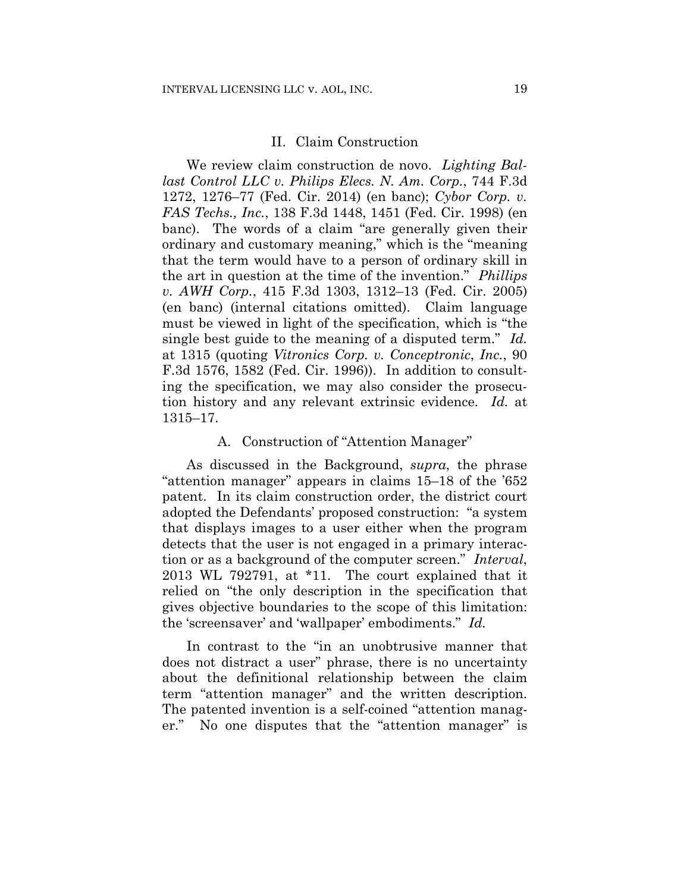## II. Claim Construction

We review claim construction de novo. *Lighting Ballast Control LLC v. Philips Elecs. N. Am. Corp.*, 744 F.3d 1272, 1276–77 (Fed. Cir. 2014) (en banc); *Cybor Corp. v. FAS Techs., Inc.*, 138 F.3d 1448, 1451 (Fed. Cir. 1998) (en banc). The words of a claim "are generally given their ordinary and customary meaning," which is the "meaning that the term would have to a person of ordinary skill in the art in question at the time of the invention." *Phillips v. AWH Corp.*, 415 F.3d 1303, 1312–13 (Fed. Cir. 2005) (en banc) (internal citations omitted). Claim language must be viewed in light of the specification, which is "the single best guide to the meaning of a disputed term." *Id.* at 1315 (quoting *Vitronics Corp. v. Conceptronic, Inc.*, 90 F.3d 1576, 1582 (Fed. Cir. 1996)). In addition to consulting the specification, we may also consider the prosecution history and any relevant extrinsic evidence. *Id.* at 1315–17.

### A. Construction of "Attention Manager"

As discussed in the Background, *supra*, the phrase "attention manager" appears in claims 15–18 of the '652 patent. In its claim construction order, the district court adopted the Defendants' proposed construction: "a system that displays images to a user either when the program detects that the user is not engaged in a primary interaction or as a background of the computer screen." *Interval*, 2013 WL 792791, at *11. The court explained that it relied on "the only description in the specification that gives objective boundaries to the scope of this limitation: the 'screensaver' and 'wallpaper' embodiments." *Id.*

In contrast to the "in an unobtrusive manner that does not distract a user" phrase, there is no uncertainty about the definitional relationship between the claim term "attention manager" and the written description. The patented invention is a self-coined "attention manager." No one disputes that the "attention manager" is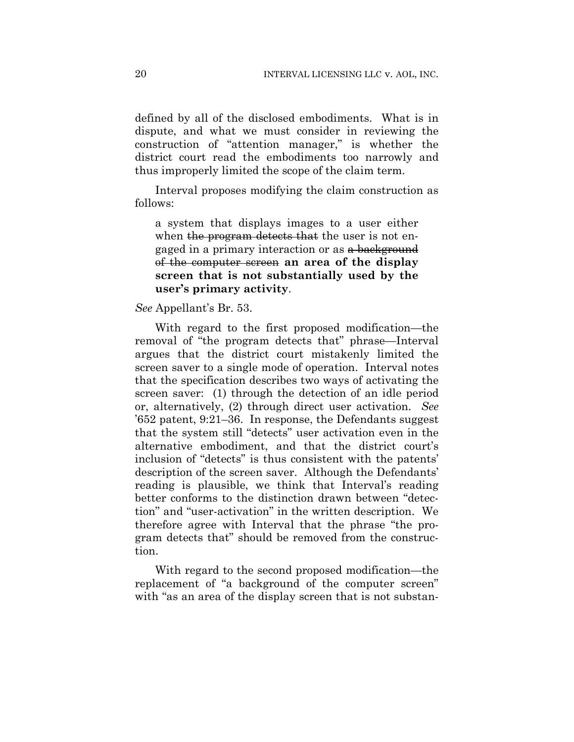defined by all of the disclosed embodiments. What is in dispute, and what we must consider in reviewing the construction of "attention manager," is whether the district court read the embodiments too narrowly and thus improperly limited the scope of the claim term.

Interval proposes modifying the claim construction as follows:

> a system that displays images to a user either when ~~the program detects that~~ the user is not engaged in a primary interaction or as ~~a background of the computer screen~~ **an area of the display screen that is not substantially used by the user's primary activity**.

*See* Appellant's Br. 53.

With regard to the first proposed modification—the removal of "the program detects that" phrase—Interval argues that the district court mistakenly limited the screen saver to a single mode of operation. Interval notes that the specification describes two ways of activating the screen saver: (1) through the detection of an idle period or, alternatively, (2) through direct user activation. *See* '652 patent, 9:21–36. In response, the Defendants suggest that the system still "detects" user activation even in the alternative embodiment, and that the district court's inclusion of "detects" is thus consistent with the patents' description of the screen saver. Although the Defendants' reading is plausible, we think that Interval's reading better conforms to the distinction drawn between "detection" and "user-activation" in the written description. We therefore agree with Interval that the phrase "the program detects that" should be removed from the construction.

With regard to the second proposed modification—the replacement of "a background of the computer screen" with "as an area of the display screen that is not substan-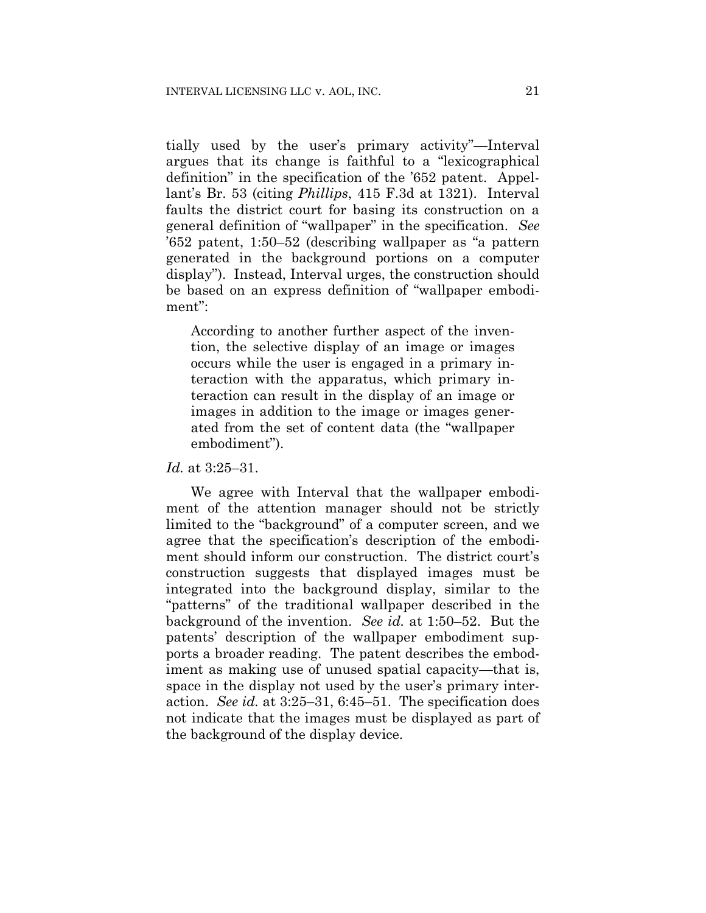tially used by the user's primary activity"—Interval argues that its change is faithful to a "lexicographical definition" in the specification of the '652 patent. Appellant's Br. 53 (citing *Phillips*, 415 F.3d at 1321). Interval faults the district court for basing its construction on a general definition of "wallpaper" in the specification. *See* '652 patent, 1:50–52 (describing wallpaper as "a pattern generated in the background portions on a computer display"). Instead, Interval urges, the construction should be based on an express definition of "wallpaper embodiment":

> According to another further aspect of the invention, the selective display of an image or images occurs while the user is engaged in a primary interaction with the apparatus, which primary interaction can result in the display of an image or images in addition to the image or images generated from the set of content data (the "wallpaper embodiment").

*Id.* at 3:25–31.

We agree with Interval that the wallpaper embodiment of the attention manager should not be strictly limited to the "background" of a computer screen, and we agree that the specification's description of the embodiment should inform our construction. The district court's construction suggests that displayed images must be integrated into the background display, similar to the "patterns" of the traditional wallpaper described in the background of the invention. *See id.* at 1:50–52. But the patents' description of the wallpaper embodiment supports a broader reading. The patent describes the embodiment as making use of unused spatial capacity—that is, space in the display not used by the user's primary interaction. *See id.* at 3:25–31, 6:45–51. The specification does not indicate that the images must be displayed as part of the background of the display device.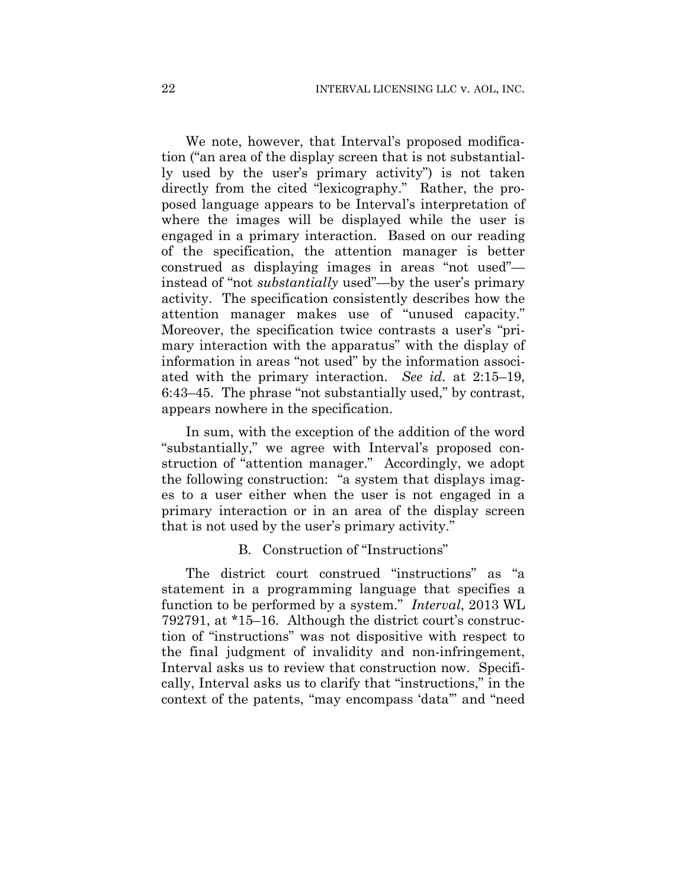We note, however, that Interval's proposed modification ("an area of the display screen that is not substantially used by the user's primary activity") is not taken directly from the cited "lexicography." Rather, the proposed language appears to be Interval's interpretation of where the images will be displayed while the user is engaged in a primary interaction. Based on our reading of the specification, the attention manager is better construed as displaying images in areas "not used"—instead of "not *substantially* used"—by the user's primary activity. The specification consistently describes how the attention manager makes use of "unused capacity." Moreover, the specification twice contrasts a user's "primary interaction with the apparatus" with the display of information in areas "not used" by the information associated with the primary interaction. *See id.* at 2:15–19, 6:43–45. The phrase "not substantially used," by contrast, appears nowhere in the specification.

In sum, with the exception of the addition of the word "substantially," we agree with Interval's proposed construction of "attention manager." Accordingly, we adopt the following construction: "a system that displays images to a user either when the user is not engaged in a primary interaction or in an area of the display screen that is not used by the user's primary activity."

### B. Construction of "Instructions"

The district court construed "instructions" as "a statement in a programming language that specifies a function to be performed by a system." *Interval*, 2013 WL 792791, at *15–16. Although the district court's construction of "instructions" was not dispositive with respect to the final judgment of invalidity and non-infringement, Interval asks us to review that construction now. Specifically, Interval asks us to clarify that "instructions," in the context of the patents, "may encompass 'data'" and "need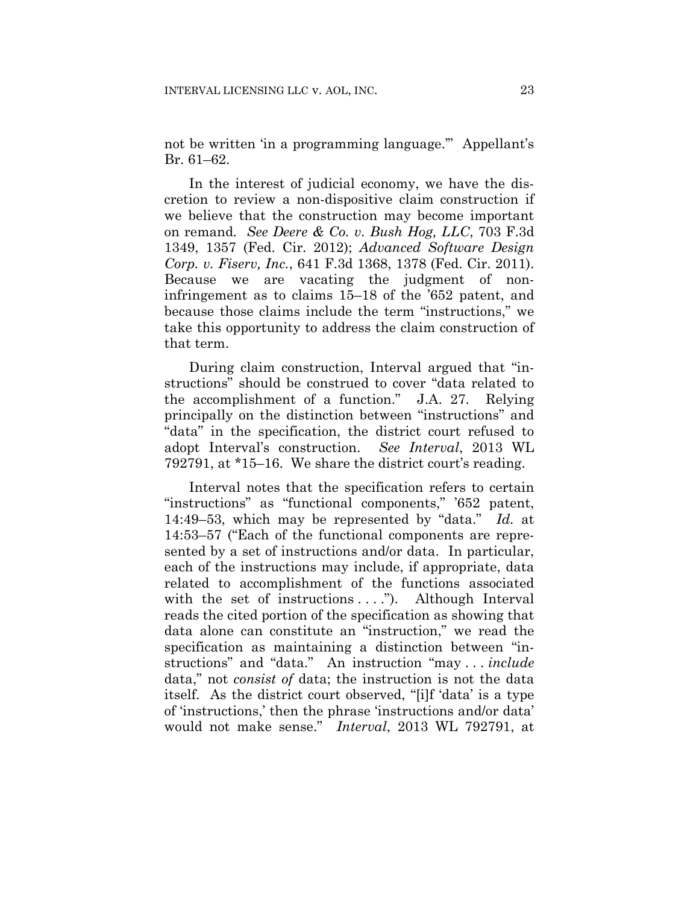not be written 'in a programming language.'" Appellant's Br. 61–62.

In the interest of judicial economy, we have the discretion to review a non-dispositive claim construction if we believe that the construction may become important on remand. *See Deere & Co. v. Bush Hog, LLC*, 703 F.3d 1349, 1357 (Fed. Cir. 2012); *Advanced Software Design Corp. v. Fiserv, Inc.*, 641 F.3d 1368, 1378 (Fed. Cir. 2011). Because we are vacating the judgment of non-infringement as to claims 15–18 of the '652 patent, and because those claims include the term "instructions," we take this opportunity to address the claim construction of that term.

During claim construction, Interval argued that "instructions" should be construed to cover "data related to the accomplishment of a function." J.A. 27. Relying principally on the distinction between "instructions" and "data" in the specification, the district court refused to adopt Interval's construction. *See Interval*, 2013 WL 792791, at *15–16. We share the district court's reading.

Interval notes that the specification refers to certain "instructions" as "functional components," '652 patent, 14:49–53, which may be represented by "data." *Id.* at 14:53–57 ("Each of the functional components are represented by a set of instructions and/or data. In particular, each of the instructions may include, if appropriate, data related to accomplishment of the functions associated with the set of instructions . . . ."). Although Interval reads the cited portion of the specification as showing that data alone can constitute an "instruction," we read the specification as maintaining a distinction between "instructions" and "data." An instruction "may . . . *include* data," not *consist of* data; the instruction is not the data itself. As the district court observed, "[i]f 'data' is a type of 'instructions,' then the phrase 'instructions and/or data' would not make sense." *Interval*, 2013 WL 792791, at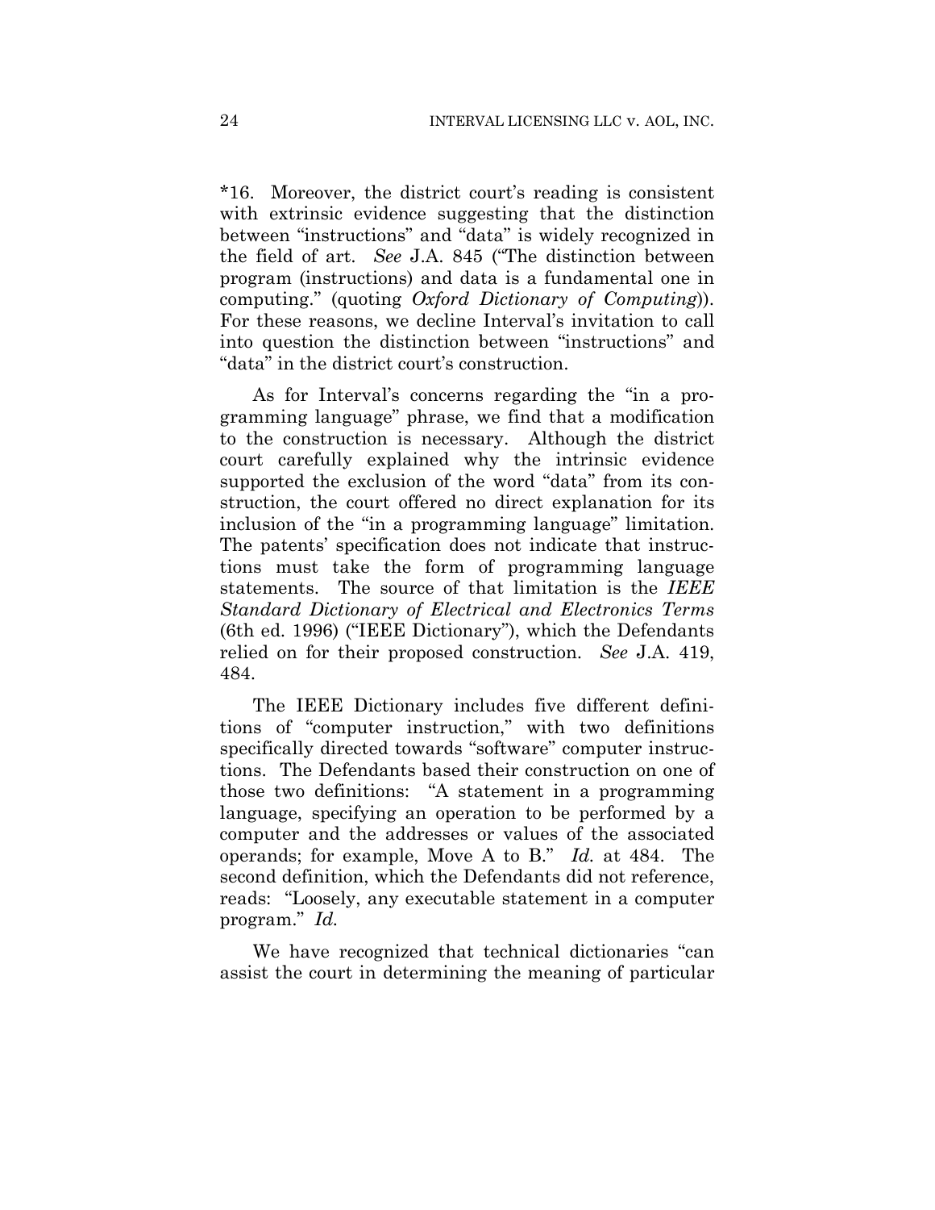*16. Moreover, the district court's reading is consistent with extrinsic evidence suggesting that the distinction between "instructions" and "data" is widely recognized in the field of art. *See* J.A. 845 ("The distinction between program (instructions) and data is a fundamental one in computing." (quoting *Oxford Dictionary of Computing*)). For these reasons, we decline Interval's invitation to call into question the distinction between "instructions" and "data" in the district court's construction.

As for Interval's concerns regarding the "in a programming language" phrase, we find that a modification to the construction is necessary. Although the district court carefully explained why the intrinsic evidence supported the exclusion of the word "data" from its construction, the court offered no direct explanation for its inclusion of the "in a programming language" limitation. The patents' specification does not indicate that instructions must take the form of programming language statements. The source of that limitation is the *IEEE Standard Dictionary of Electrical and Electronics Terms* (6th ed. 1996) ("IEEE Dictionary"), which the Defendants relied on for their proposed construction. *See* J.A. 419, 484.

The IEEE Dictionary includes five different definitions of "computer instruction," with two definitions specifically directed towards "software" computer instructions. The Defendants based their construction on one of those two definitions: "A statement in a programming language, specifying an operation to be performed by a computer and the addresses or values of the associated operands; for example, Move A to B." *Id.* at 484. The second definition, which the Defendants did not reference, reads: "Loosely, any executable statement in a computer program." *Id.*

We have recognized that technical dictionaries "can assist the court in determining the meaning of particular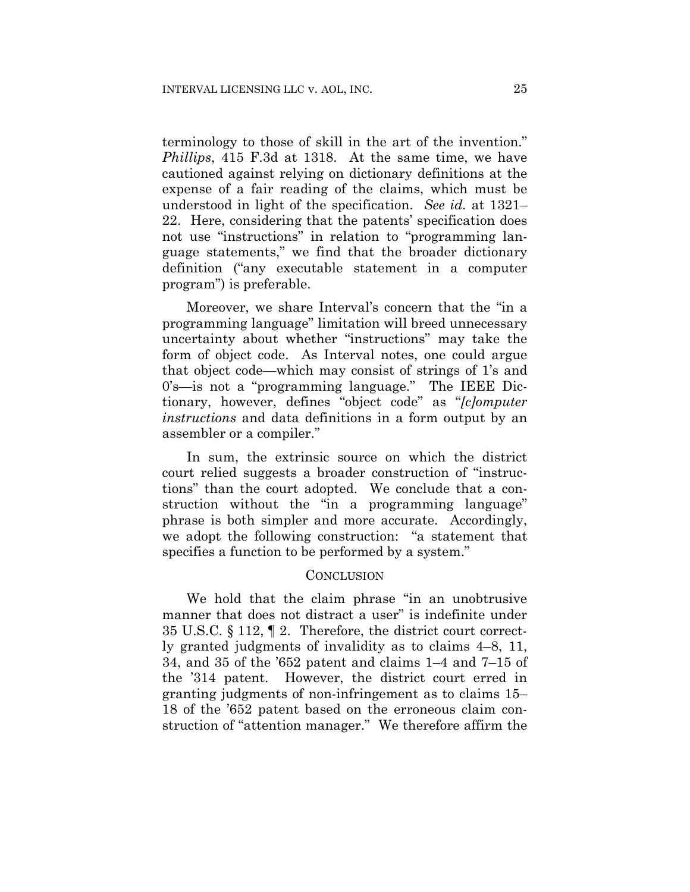terminology to those of skill in the art of the invention." *Phillips*, 415 F.3d at 1318. At the same time, we have cautioned against relying on dictionary definitions at the expense of a fair reading of the claims, which must be understood in light of the specification. *See id.* at 1321–22. Here, considering that the patents' specification does not use "instructions" in relation to "programming language statements," we find that the broader dictionary definition ("any executable statement in a computer program") is preferable.

Moreover, we share Interval's concern that the "in a programming language" limitation will breed unnecessary uncertainty about whether "instructions" may take the form of object code. As Interval notes, one could argue that object code—which may consist of strings of 1's and 0's—is not a "programming language." The IEEE Dictionary, however, defines "object code" as "*[c]omputer instructions* and data definitions in a form output by an assembler or a compiler."

In sum, the extrinsic source on which the district court relied suggests a broader construction of "instructions" than the court adopted. We conclude that a construction without the "in a programming language" phrase is both simpler and more accurate. Accordingly, we adopt the following construction: "a statement that specifies a function to be performed by a system."

## CONCLUSION

We hold that the claim phrase "in an unobtrusive manner that does not distract a user" is indefinite under 35 U.S.C. § 112, ¶ 2. Therefore, the district court correctly granted judgments of invalidity as to claims 4–8, 11, 34, and 35 of the '652 patent and claims 1–4 and 7–15 of the '314 patent. However, the district court erred in granting judgments of non-infringement as to claims 15–18 of the '652 patent based on the erroneous claim construction of "attention manager." We therefore affirm the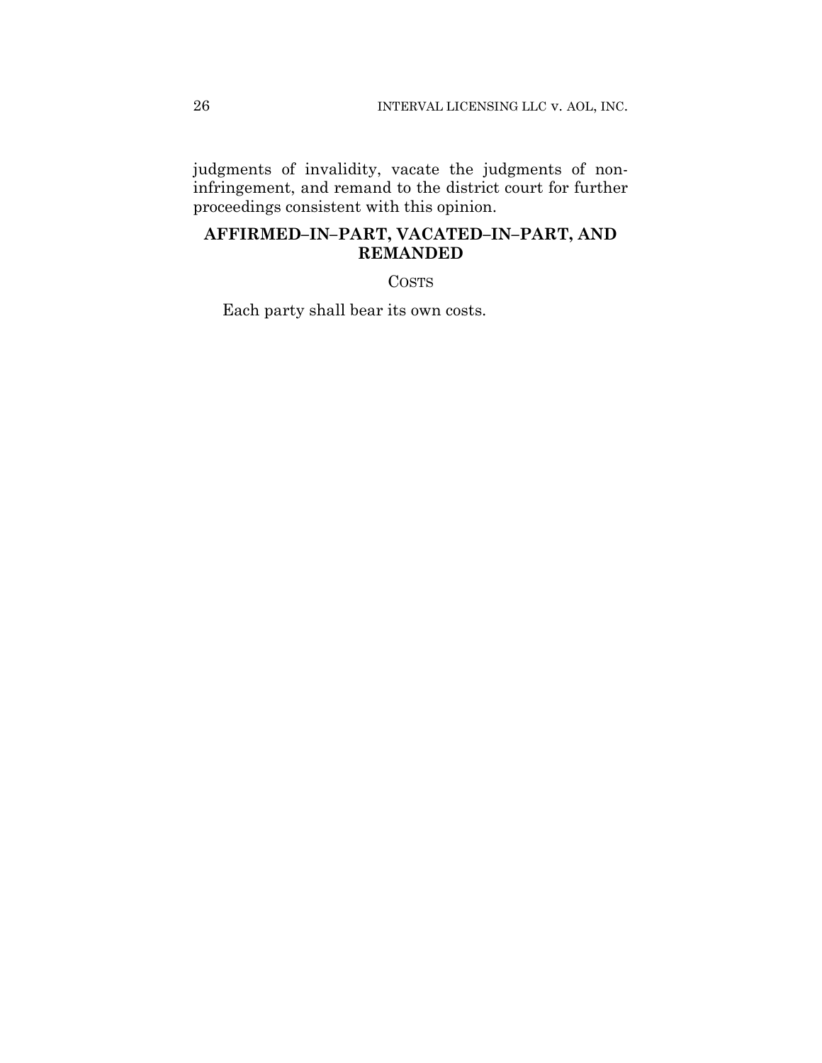judgments of invalidity, vacate the judgments of non-infringement, and remand to the district court for further proceedings consistent with this opinion.

**AFFIRMED–IN–PART, VACATED–IN–PART, AND REMANDED**

COSTS

Each party shall bear its own costs.